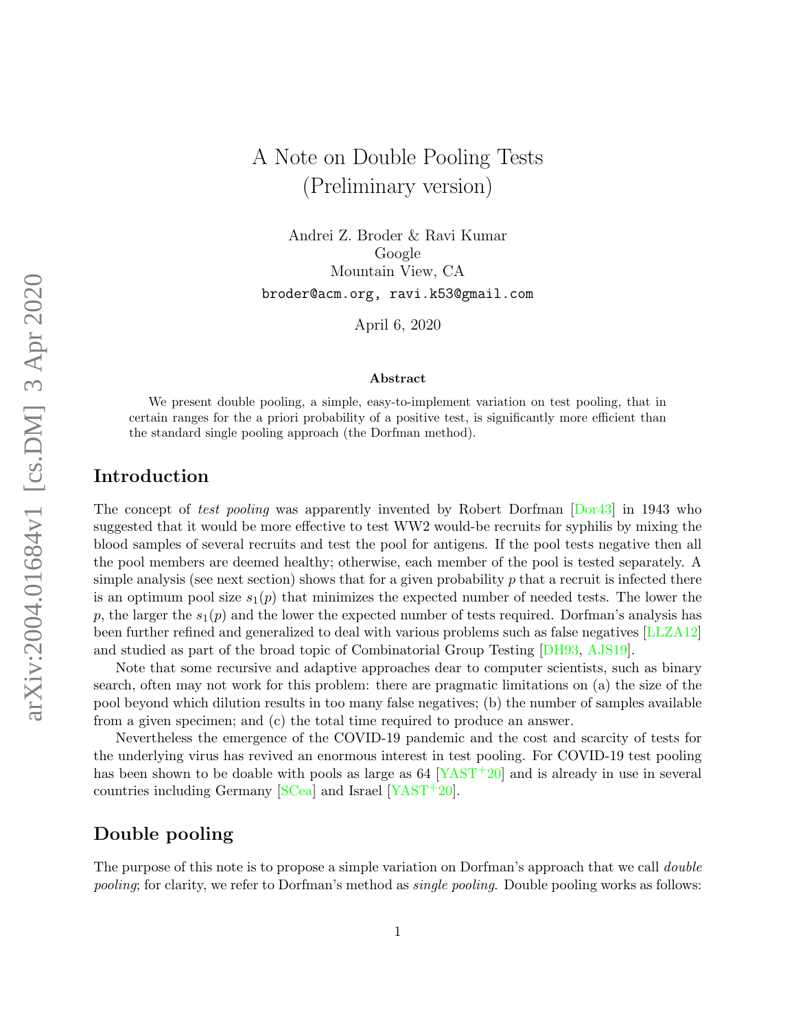# A Note on Double Pooling Tests
(Preliminary version)

Andrei Z. Broder & Ravi Kumar
Google
Mountain View, CA
broder@acm.org, ravi.k53@gmail.com

April 6, 2020

**Abstract**

We present double pooling, a simple, easy-to-implement variation on test pooling, that in certain ranges for the a priori probability of a positive test, is significantly more efficient than the standard single pooling approach (the Dorfman method).

## Introduction

The concept of *test pooling* was apparently invented by Robert Dorfman [Dor43] in 1943 who suggested that it would be more effective to test WW2 would-be recruits for syphilis by mixing the blood samples of several recruits and test the pool for antigens. If the pool tests negative then all the pool members are deemed healthy; otherwise, each member of the pool is tested separately. A simple analysis (see next section) shows that for a given probability $p$ that a recruit is infected there is an optimum pool size $s_1(p)$ that minimizes the expected number of needed tests. The lower the $p$, the larger the $s_1(p)$ and the lower the expected number of tests required. Dorfman's analysis has been further refined and generalized to deal with various problems such as false negatives [LLZA12] and studied as part of the broad topic of Combinatorial Group Testing [DH93, AJS19].

Note that some recursive and adaptive approaches dear to computer scientists, such as binary search, often may not work for this problem: there are pragmatic limitations on (a) the size of the pool beyond which dilution results in too many false negatives; (b) the number of samples available from a given specimen; and (c) the total time required to produce an answer.

Nevertheless the emergence of the COVID-19 pandemic and the cost and scarcity of tests for the underlying virus has revived an enormous interest in test pooling. For COVID-19 test pooling has been shown to be doable with pools as large as 64 [YAST+20] and is already in use in several countries including Germany [SCea] and Israel [YAST+20].

## Double pooling

The purpose of this note is to propose a simple variation on Dorfman's approach that we call *double pooling*; for clarity, we refer to Dorfman's method as *single pooling*. Double pooling works as follows: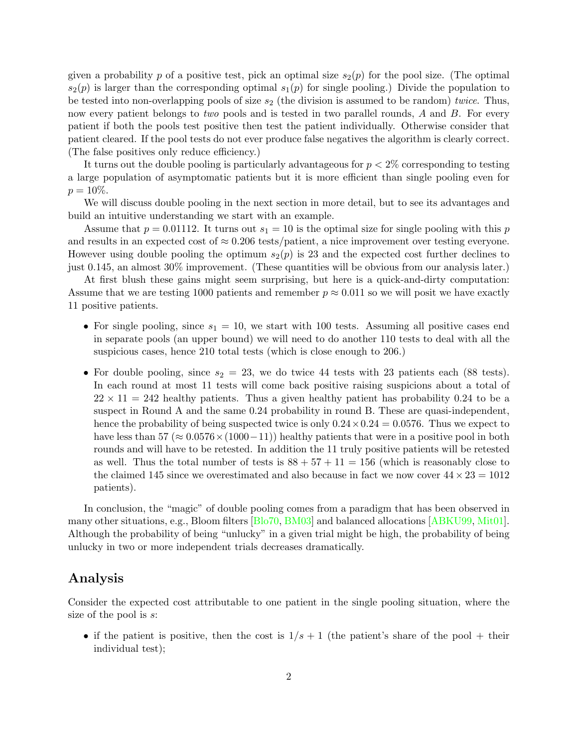given a probability $p$ of a positive test, pick an optimal size $s_2(p)$ for the pool size. (The optimal $s_2(p)$ is larger than the corresponding optimal $s_1(p)$ for single pooling.) Divide the population to be tested into non-overlapping pools of size $s_2$ (the division is assumed to be random) *twice*. Thus, now every patient belongs to *two* pools and is tested in two parallel rounds, $A$ and $B$. For every patient if both the pools test positive then test the patient individually. Otherwise consider that patient cleared. If the pool tests do not ever produce false negatives the algorithm is clearly correct. (The false positives only reduce efficiency.)

It turns out the double pooling is particularly advantageous for $p < 2\%$ corresponding to testing a large population of asymptomatic patients but it is more efficient than single pooling even for $p = 10\%$.

We will discuss double pooling in the next section in more detail, but to see its advantages and build an intuitive understanding we start with an example.

Assume that $p = 0.01112$. It turns out $s_1 = 10$ is the optimal size for single pooling with this $p$ and results in an expected cost of $\approx 0.206$ tests/patient, a nice improvement over testing everyone. However using double pooling the optimum $s_2(p)$ is 23 and the expected cost further declines to just 0.145, an almost 30% improvement. (These quantities will be obvious from our analysis later.)

At first blush these gains might seem surprising, but here is a quick-and-dirty computation: Assume that we are testing 1000 patients and remember $p \approx 0.011$ so we will posit we have exactly 11 positive patients.

- For single pooling, since $s_1 = 10$, we start with 100 tests. Assuming all positive cases end in separate pools (an upper bound) we will need to do another 110 tests to deal with all the suspicious cases, hence 210 total tests (which is close enough to 206.)
- For double pooling, since $s_2 = 23$, we do twice 44 tests with 23 patients each (88 tests). In each round at most 11 tests will come back positive raising suspicions about a total of $22 \times 11 = 242$ healthy patients. Thus a given healthy patient has probability 0.24 to be a suspect in Round A and the same 0.24 probability in round B. These are quasi-independent, hence the probability of being suspected twice is only $0.24 \times 0.24 = 0.0576$. Thus we expect to have less than 57 ($\approx 0.0576 \times (1000 - 11)$) healthy patients that were in a positive pool in both rounds and will have to be retested. In addition the 11 truly positive patients will be retested as well. Thus the total number of tests is $88 + 57 + 11 = 156$ (which is reasonably close to the claimed 145 since we overestimated and also because in fact we now cover $44 \times 23 = 1012$ patients).

In conclusion, the "magic" of double pooling comes from a paradigm that has been observed in many other situations, e.g., Bloom filters [Blo70, BM03] and balanced allocations [ABKU99, Mit01]. Although the probability of being "unlucky" in a given trial might be high, the probability of being unlucky in two or more independent trials decreases dramatically.

## Analysis

Consider the expected cost attributable to one patient in the single pooling situation, where the size of the pool is $s$:

- if the patient is positive, then the cost is $1/s + 1$ (the patient's share of the pool + their individual test);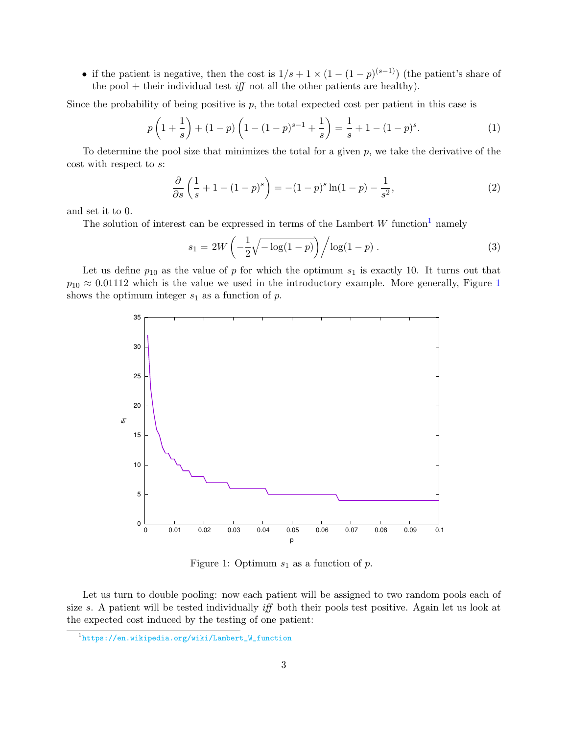- if the patient is negative, then the cost is $1/s + 1 \times (1-(1-p)^{(s-1)})$ (the patient's share of the pool + their individual test *iff* not all the other patients are healthy).

Since the probability of being positive is $p$, the total expected cost per patient in this case is

$$p\left(1+\frac{1}{s}\right) + (1-p)\left(1-(1-p)^{s-1}+\frac{1}{s}\right) = \frac{1}{s} + 1 - (1-p)^s. \tag{1}$$

To determine the pool size that minimizes the total for a given $p$, we take the derivative of the cost with respect to $s$:

$$\frac{\partial}{\partial s}\left(\frac{1}{s} + 1 - (1-p)^s\right) = -(1-p)^s \ln(1-p) - \frac{1}{s^2}, \tag{2}$$

and set it to 0.

The solution of interest can be expressed in terms of the Lambert $W$ function[1] namely

$$s_1 = 2W\left(-\frac{1}{2}\sqrt{-\log(1-p)}\right) \Big/ \log(1-p)\,. \tag{3}$$

Let us define $p_{10}$ as the value of $p$ for which the optimum $s_1$ is exactly 10. It turns out that $p_{10} \approx 0.01112$ which is the value we used in the introductory example. More generally, Figure 1 shows the optimum integer $s_1$ as a function of $p$.

Figure 1: Optimum $s_1$ as a function of $p$.

Let us turn to double pooling: now each patient will be assigned to two random pools each of size $s$. A patient will be tested individually *iff* both their pools test positive. Again let us look at the expected cost induced by the testing of one patient:

[1] https://en.wikipedia.org/wiki/Lambert_W_function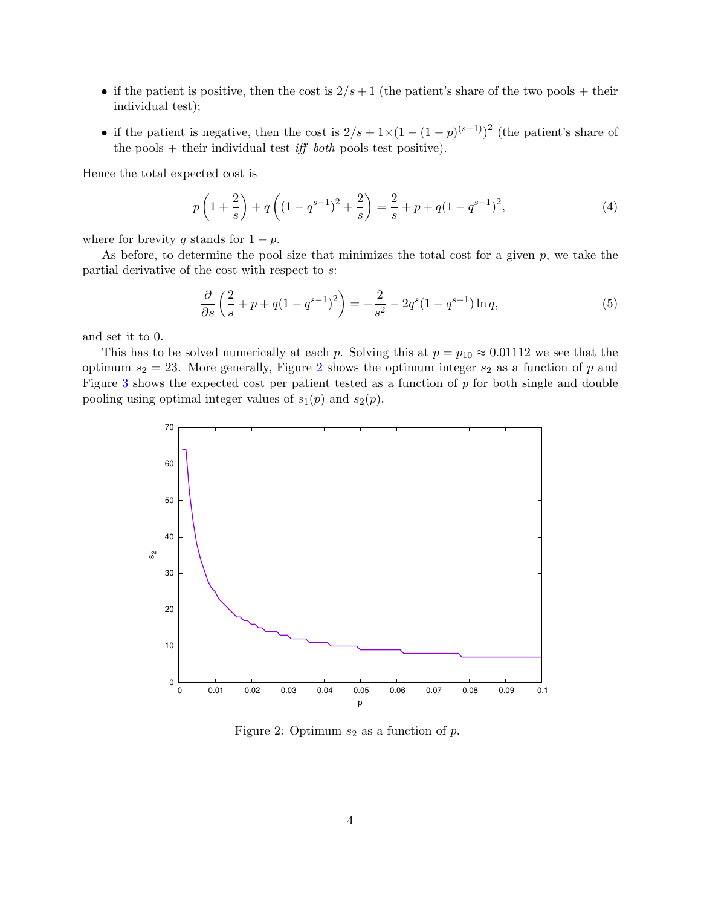- if the patient is positive, then the cost is $2/s + 1$ (the patient's share of the two pools + their individual test);
- if the patient is negative, then the cost is $2/s + 1 \times (1 - (1-p)^{(s-1)})^2$ (the patient's share of the pools + their individual test *iff both* pools test positive).

Hence the total expected cost is

$$p\left(1 + \frac{2}{s}\right) + q\left((1 - q^{s-1})^2 + \frac{2}{s}\right) = \frac{2}{s} + p + q(1 - q^{s-1})^2, \tag{4}$$

where for brevity $q$ stands for $1 - p$.

As before, to determine the pool size that minimizes the total cost for a given $p$, we take the partial derivative of the cost with respect to $s$:

$$\frac{\partial}{\partial s}\left(\frac{2}{s} + p + q(1 - q^{s-1})^2\right) = -\frac{2}{s^2} - 2q^s(1 - q^{s-1})\ln q, \tag{5}$$

and set it to 0.

This has to be solved numerically at each $p$. Solving this at $p = p_{10} \approx 0.01112$ we see that the optimum $s_2 = 23$. More generally, Figure 2 shows the optimum integer $s_2$ as a function of $p$ and Figure 3 shows the expected cost per patient tested as a function of $p$ for both single and double pooling using optimal integer values of $s_1(p)$ and $s_2(p)$.

Figure 2: Optimum $s_2$ as a function of $p$.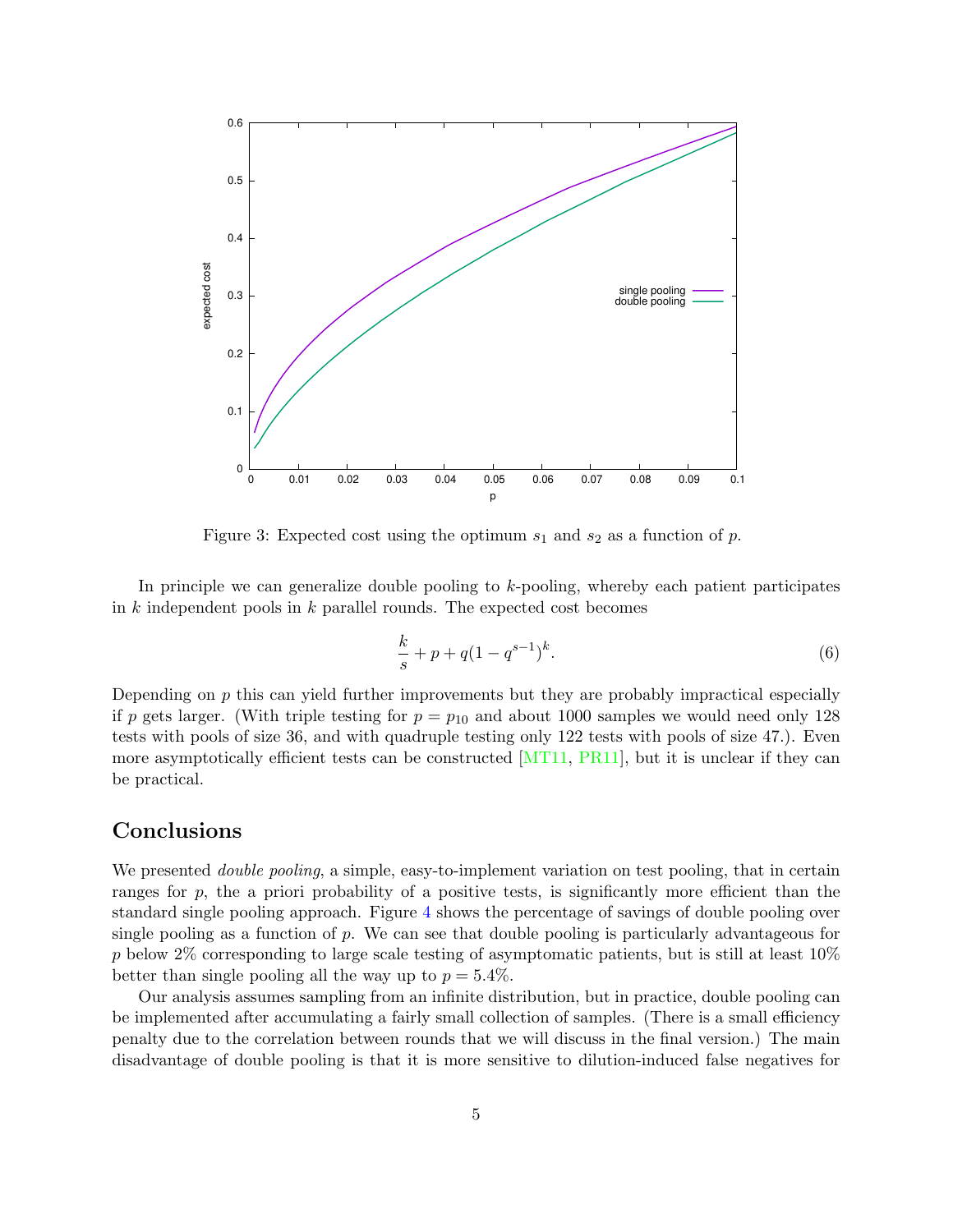Figure 3: Expected cost using the optimum $s_1$ and $s_2$ as a function of $p$.

In principle we can generalize double pooling to $k$-pooling, whereby each patient participates in $k$ independent pools in $k$ parallel rounds. The expected cost becomes

$$\frac{k}{s} + p + q(1 - q^{s-1})^k. \tag{6}$$

Depending on $p$ this can yield further improvements but they are probably impractical especially if $p$ gets larger. (With triple testing for $p = p_{10}$ and about 1000 samples we would need only 128 tests with pools of size 36, and with quadruple testing only 122 tests with pools of size 47.). Even more asymptotically efficient tests can be constructed [MT11, PR11], but it is unclear if they can be practical.

## Conclusions

We presented *double pooling*, a simple, easy-to-implement variation on test pooling, that in certain ranges for $p$, the a priori probability of a positive tests, is significantly more efficient than the standard single pooling approach. Figure 4 shows the percentage of savings of double pooling over single pooling as a function of $p$. We can see that double pooling is particularly advantageous for $p$ below 2% corresponding to large scale testing of asymptomatic patients, but is still at least 10% better than single pooling all the way up to $p = 5.4\%$.

Our analysis assumes sampling from an infinite distribution, but in practice, double pooling can be implemented after accumulating a fairly small collection of samples. (There is a small efficiency penalty due to the correlation between rounds that we will discuss in the final version.) The main disadvantage of double pooling is that it is more sensitive to dilution-induced false negatives for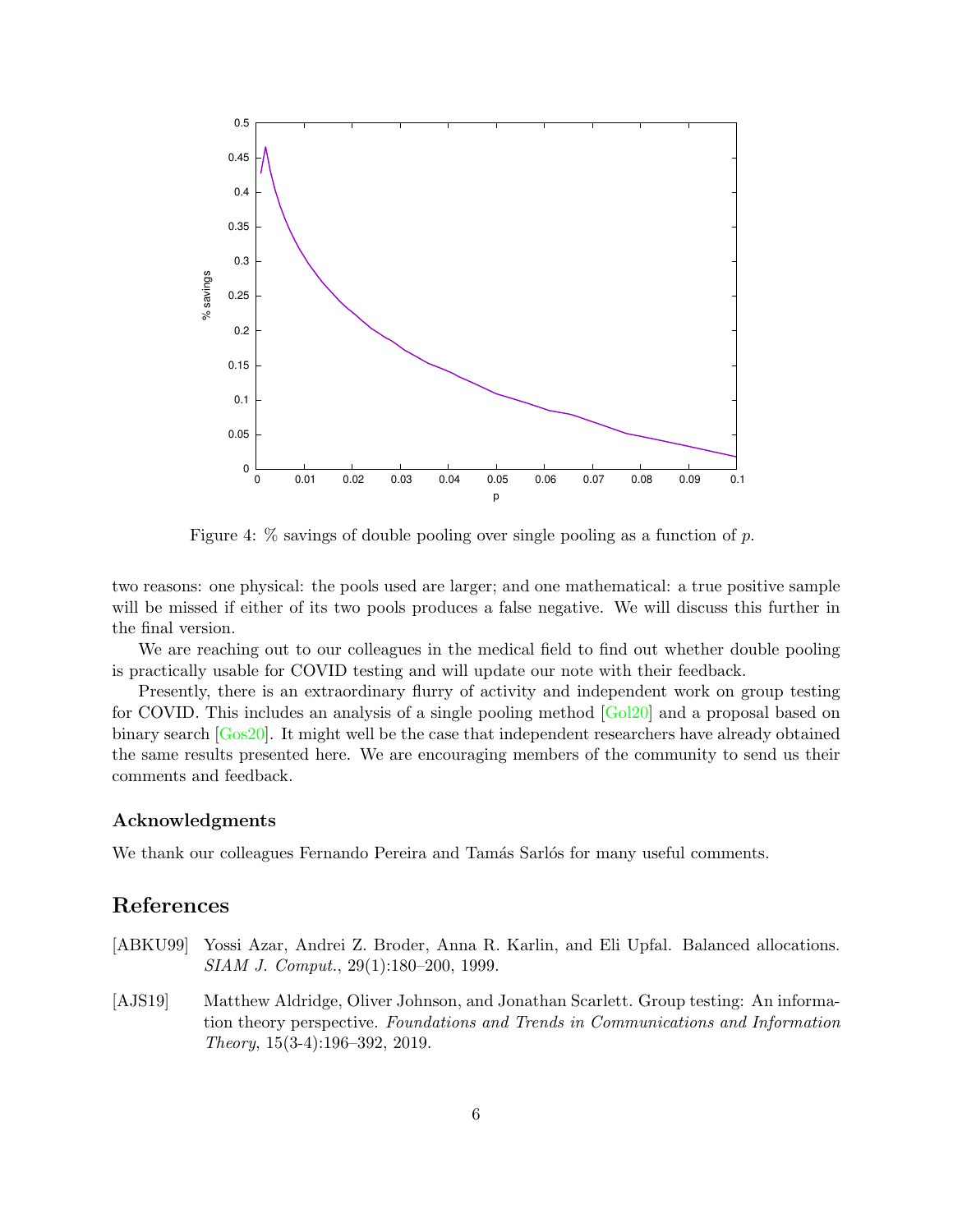Figure 4: % savings of double pooling over single pooling as a function of $p$.

two reasons: one physical: the pools used are larger; and one mathematical: a true positive sample will be missed if either of its two pools produces a false negative. We will discuss this further in the final version.

We are reaching out to our colleagues in the medical field to find out whether double pooling is practically usable for COVID testing and will update our note with their feedback.

Presently, there is an extraordinary flurry of activity and independent work on group testing for COVID. This includes an analysis of a single pooling method [Gol20] and a proposal based on binary search [Gos20]. It might well be the case that independent researchers have already obtained the same results presented here. We are encouraging members of the community to send us their comments and feedback.

### Acknowledgments

We thank our colleagues Fernando Pereira and Tamás Sarlós for many useful comments.

## References

[ABKU99] Yossi Azar, Andrei Z. Broder, Anna R. Karlin, and Eli Upfal. Balanced allocations. *SIAM J. Comput.*, 29(1):180–200, 1999.

[AJS19] Matthew Aldridge, Oliver Johnson, and Jonathan Scarlett. Group testing: An information theory perspective. *Foundations and Trends in Communications and Information Theory*, 15(3-4):196–392, 2019.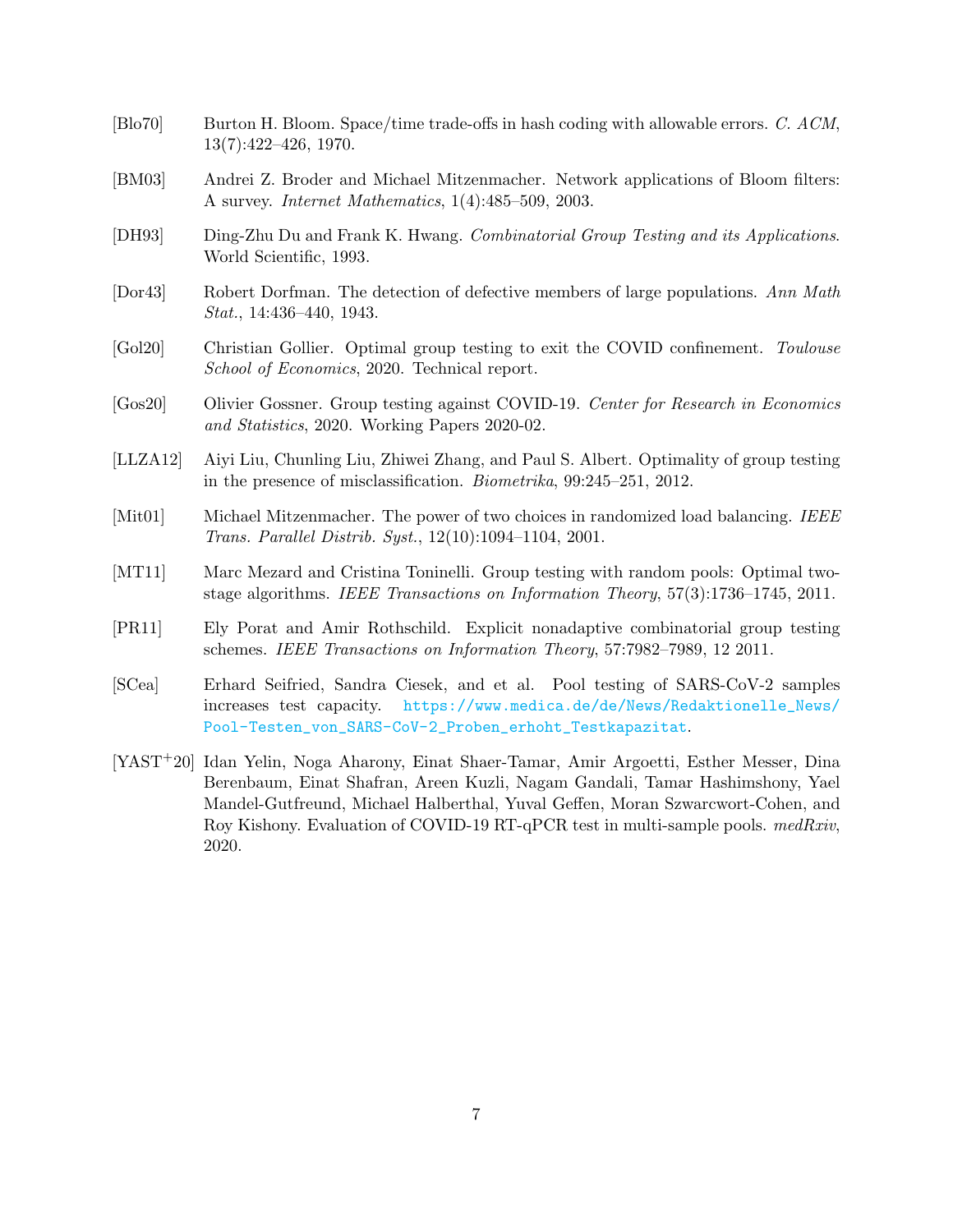[Blo70] Burton H. Bloom. Space/time trade-offs in hash coding with allowable errors. *C. ACM*, 13(7):422–426, 1970.

[BM03] Andrei Z. Broder and Michael Mitzenmacher. Network applications of Bloom filters: A survey. *Internet Mathematics*, 1(4):485–509, 2003.

[DH93] Ding-Zhu Du and Frank K. Hwang. *Combinatorial Group Testing and its Applications*. World Scientific, 1993.

[Dor43] Robert Dorfman. The detection of defective members of large populations. *Ann Math Stat.*, 14:436–440, 1943.

[Gol20] Christian Gollier. Optimal group testing to exit the COVID confinement. *Toulouse School of Economics*, 2020. Technical report.

[Gos20] Olivier Gossner. Group testing against COVID-19. *Center for Research in Economics and Statistics*, 2020. Working Papers 2020-02.

[LLZA12] Aiyi Liu, Chunling Liu, Zhiwei Zhang, and Paul S. Albert. Optimality of group testing in the presence of misclassification. *Biometrika*, 99:245–251, 2012.

[Mit01] Michael Mitzenmacher. The power of two choices in randomized load balancing. *IEEE Trans. Parallel Distrib. Syst.*, 12(10):1094–1104, 2001.

[MT11] Marc Mezard and Cristina Toninelli. Group testing with random pools: Optimal two-stage algorithms. *IEEE Transactions on Information Theory*, 57(3):1736–1745, 2011.

[PR11] Ely Porat and Amir Rothschild. Explicit nonadaptive combinatorial group testing schemes. *IEEE Transactions on Information Theory*, 57:7982–7989, 12 2011.

[SCea] Erhard Seifried, Sandra Ciesek, and et al. Pool testing of SARS-CoV-2 samples increases test capacity. https://www.medica.de/de/News/Redaktionelle_News/Pool-Testen_von_SARS-CoV-2_Proben_erhoht_Testkapazitat.

[YAST+20] Idan Yelin, Noga Aharony, Einat Shaer-Tamar, Amir Argoetti, Esther Messer, Dina Berenbaum, Einat Shafran, Areen Kuzli, Nagam Gandali, Tamar Hashimshony, Yael Mandel-Gutfreund, Michael Halberthal, Yuval Geffen, Moran Szwarcwort-Cohen, and Roy Kishony. Evaluation of COVID-19 RT-qPCR test in multi-sample pools. *medRxiv*, 2020.